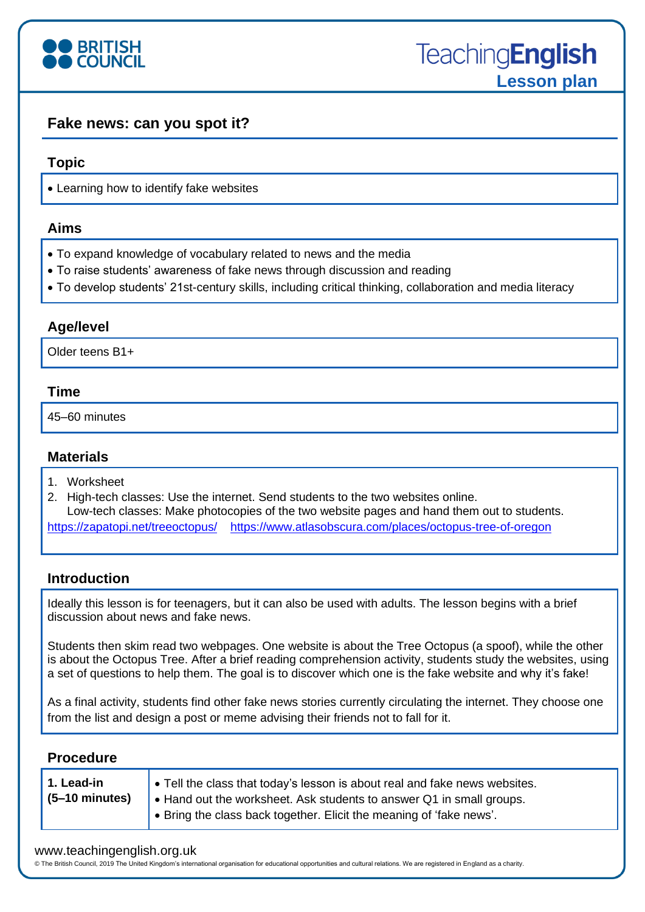# Fake news: can you spot it?

## Topic

- Learning how to identify fake websites

## Aims

- To expand knowledge of vocabulary related to news and the media
- To raise students' awareness of fake news through discussion and reading
- To develop students' 21st-century skills, including critical thinking, collaboration and media literacy

## Age/level

Older teens B1+

## Time

45–60 minutes

## Materials

1. Worksheet
2. High-tech classes: Use the internet. Send students to the two websites online.
   Low-tech classes: Make photocopies of the two website pages and hand them out to students.

https://zapatopi.net/treeoctopus/ https://www.atlasobscura.com/places/octopus-tree-of-oregon

## Introduction

Ideally this lesson is for teenagers, but it can also be used with adults. The lesson begins with a brief discussion about news and fake news.

Students then skim read two webpages. One website is about the Tree Octopus (a spoof), while the other is about the Octopus Tree. After a brief reading comprehension activity, students study the websites, using a set of questions to help them. The goal is to discover which one is the fake website and why it's fake!

As a final activity, students find other fake news stories currently circulating the internet. They choose one from the list and design a post or meme advising their friends not to fall for it.

## Procedure

| | |
|---|---|
| **1. Lead-in (5–10 minutes)** | • Tell the class that today's lesson is about real and fake news websites.<br>• Hand out the worksheet. Ask students to answer Q1 in small groups.<br>• Bring the class back together. Elicit the meaning of 'fake news'. |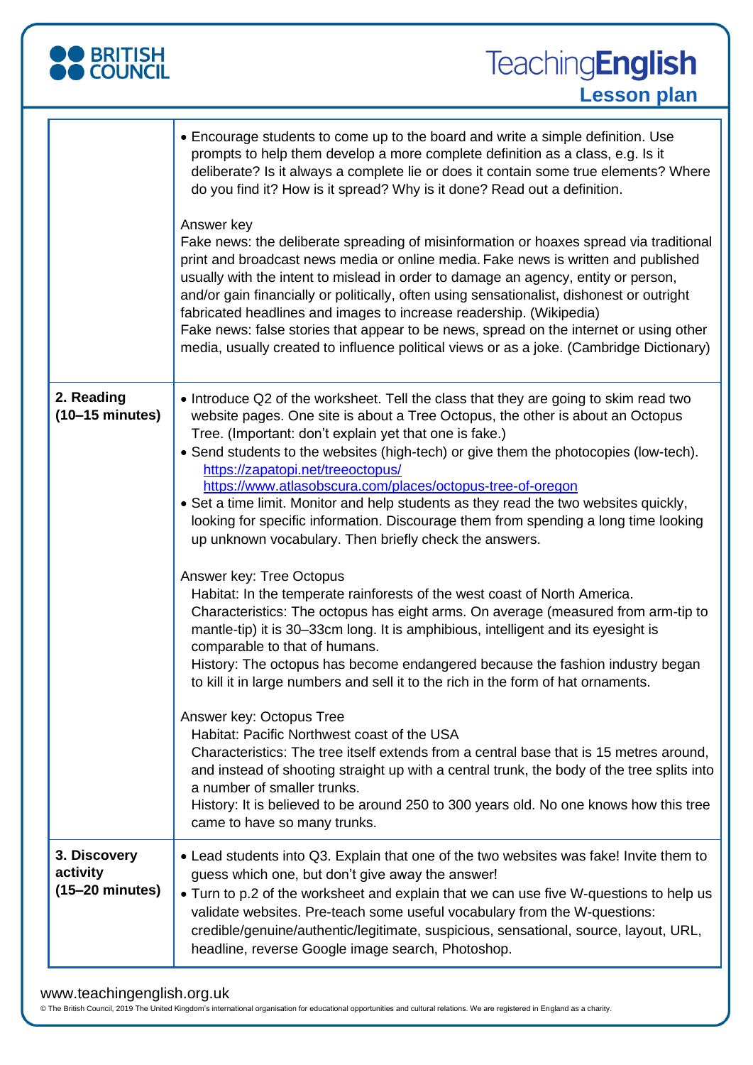| | |
|---|---|
| | • Encourage students to come up to the board and write a simple definition. Use prompts to help them develop a more complete definition as a class, e.g. Is it deliberate? Is it always a complete lie or does it contain some true elements? Where do you find it? How is it spread? Why is it done? Read out a definition.<br><br>Answer key<br>Fake news: the deliberate spreading of misinformation or hoaxes spread via traditional print and broadcast news media or online media. Fake news is written and published usually with the intent to mislead in order to damage an agency, entity or person, and/or gain financially or politically, often using sensationalist, dishonest or outright fabricated headlines and images to increase readership. (Wikipedia)<br>Fake news: false stories that appear to be news, spread on the internet or using other media, usually created to influence political views or as a joke. (Cambridge Dictionary) |
| **2. Reading (10–15 minutes)** | • Introduce Q2 of the worksheet. Tell the class that they are going to skim read two website pages. One site is about a Tree Octopus, the other is about an Octopus Tree. (Important: don't explain yet that one is fake.)<br>• Send students to the websites (high-tech) or give them the photocopies (low-tech).<br>https://zapatopi.net/treeoctopus/<br>https://www.atlasobscura.com/places/octopus-tree-of-oregon<br>• Set a time limit. Monitor and help students as they read the two websites quickly, looking for specific information. Discourage them from spending a long time looking up unknown vocabulary. Then briefly check the answers.<br><br>Answer key: Tree Octopus<br>Habitat: In the temperate rainforests of the west coast of North America.<br>Characteristics: The octopus has eight arms. On average (measured from arm-tip to mantle-tip) it is 30–33cm long. It is amphibious, intelligent and its eyesight is comparable to that of humans.<br>History: The octopus has become endangered because the fashion industry began to kill it in large numbers and sell it to the rich in the form of hat ornaments.<br><br>Answer key: Octopus Tree<br>Habitat: Pacific Northwest coast of the USA<br>Characteristics: The tree itself extends from a central base that is 15 metres around, and instead of shooting straight up with a central trunk, the body of the tree splits into a number of smaller trunks.<br>History: It is believed to be around 250 to 300 years old. No one knows how this tree came to have so many trunks. |
| **3. Discovery activity (15–20 minutes)** | • Lead students into Q3. Explain that one of the two websites was fake! Invite them to guess which one, but don't give away the answer!<br>• Turn to p.2 of the worksheet and explain that we can use five W-questions to help us validate websites. Pre-teach some useful vocabulary from the W-questions: credible/genuine/authentic/legitimate, suspicious, sensational, source, layout, URL, headline, reverse Google image search, Photoshop. |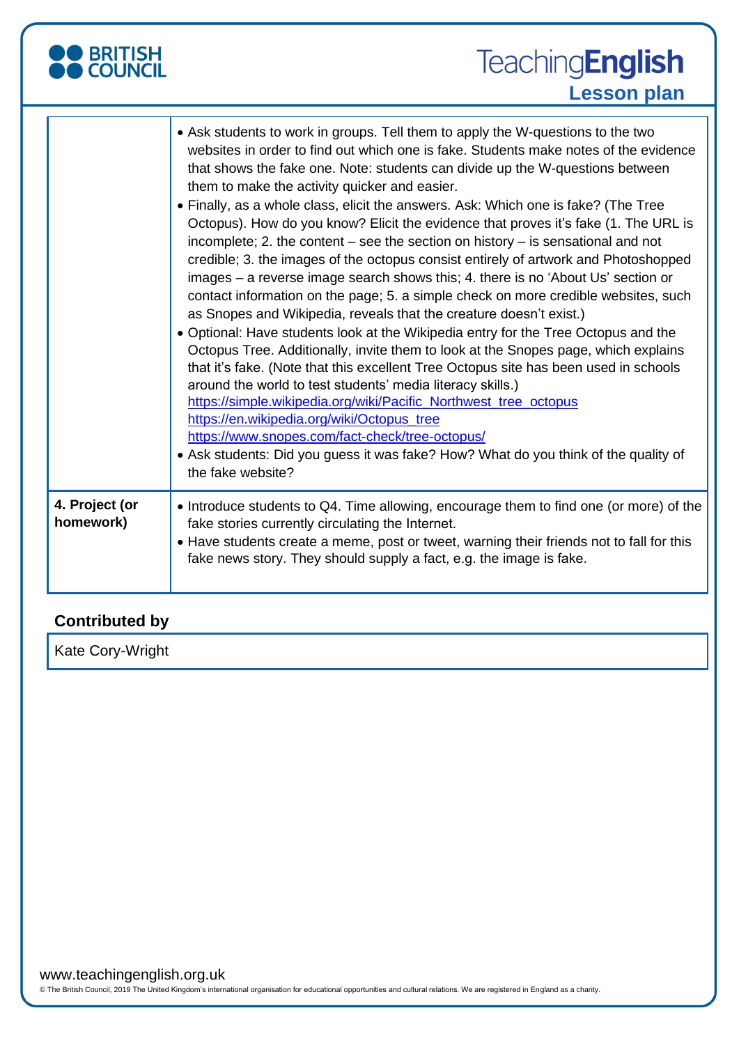| | |
|---|---|
| | • Ask students to work in groups. Tell them to apply the W-questions to the two websites in order to find out which one is fake. Students make notes of the evidence that shows the fake one. Note: students can divide up the W-questions between them to make the activity quicker and easier.<br>• Finally, as a whole class, elicit the answers. Ask: Which one is fake? (The Tree Octopus). How do you know? Elicit the evidence that proves it's fake (1. The URL is incomplete; 2. the content – see the section on history – is sensational and not credible; 3. the images of the octopus consist entirely of artwork and Photoshopped images – a reverse image search shows this; 4. there is no 'About Us' section or contact information on the page; 5. a simple check on more credible websites, such as Snopes and Wikipedia, reveals that the creature doesn't exist.)<br>• Optional: Have students look at the Wikipedia entry for the Tree Octopus and the Octopus Tree. Additionally, invite them to look at the Snopes page, which explains that it's fake. (Note that this excellent Tree Octopus site has been used in schools around the world to test students' media literacy skills.)<br>https://simple.wikipedia.org/wiki/Pacific_Northwest_tree_octopus<br>https://en.wikipedia.org/wiki/Octopus_tree<br>https://www.snopes.com/fact-check/tree-octopus/<br>• Ask students: Did you guess it was fake? How? What do you think of the quality of the fake website? |
| **4. Project (or homework)** | • Introduce students to Q4. Time allowing, encourage them to find one (or more) of the fake stories currently circulating the Internet.<br>• Have students create a meme, post or tweet, warning their friends not to fall for this fake news story. They should supply a fact, e.g. the image is fake. |

## Contributed by

Kate Cory-Wright